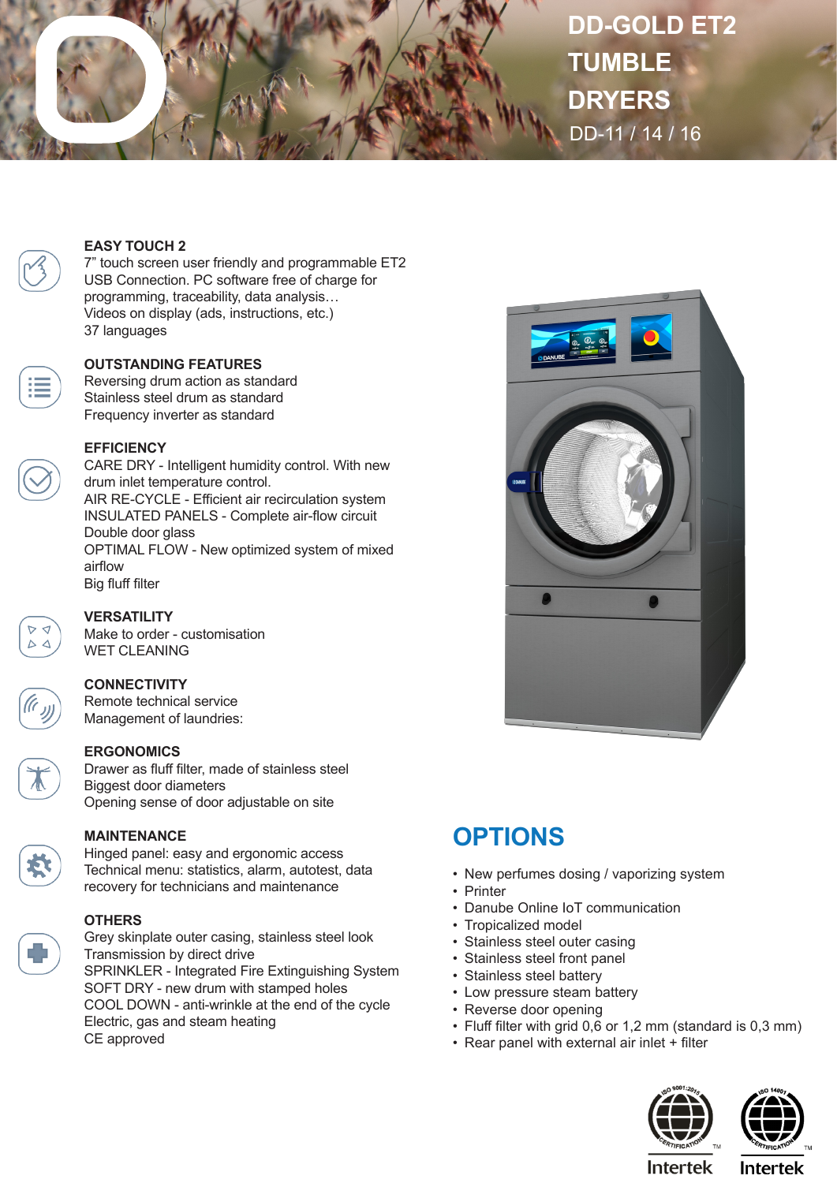# DD-GOLD ET2 TUMBLE DRYERS

DD-11 / 14 / 16

### EASY TOUCH 2

7” touch screen user friendly and programmable ET2
USB Connection. PC software free of charge for programming, traceability, data analysis…
Videos on display (ads, instructions, etc.)
37 languages

### OUTSTANDING FEATURES

Reversing drum action as standard
Stainless steel drum as standard
Frequency inverter as standard

### EFFICIENCY

CARE DRY - Intelligent humidity control. With new drum inlet temperature control.
AIR RE-CYCLE - Efficient air recirculation system
INSULATED PANELS - Complete air-flow circuit
Double door glass
OPTIMAL FLOW - New optimized system of mixed airflow
Big fluff filter

### VERSATILITY

Make to order - customisation
WET CLEANING

### CONNECTIVITY

Remote technical service
Management of laundries:

### ERGONOMICS

Drawer as fluff filter, made of stainless steel
Biggest door diameters
Opening sense of door adjustable on site

### MAINTENANCE

Hinged panel: easy and ergonomic access
Technical menu: statistics, alarm, autotest, data recovery for technicians and maintenance

### OTHERS

Grey skinplate outer casing, stainless steel look
Transmission by direct drive
SPRINKLER - Integrated Fire Extinguishing System
SOFT DRY - new drum with stamped holes
COOL DOWN - anti-wrinkle at the end of the cycle
Electric, gas and steam heating
CE approved

## OPTIONS

- New perfumes dosing / vaporizing system
- Printer
- Danube Online IoT communication
- Tropicalized model
- Stainless steel outer casing
- Stainless steel front panel
- Stainless steel battery
- Low pressure steam battery
- Reverse door opening
- Fluff filter with grid 0,6 or 1,2 mm (standard is 0,3 mm)
- Rear panel with external air inlet + filter

ISO 9001:2015 Certification – Intertek
ISO 14001 Certification – Intertek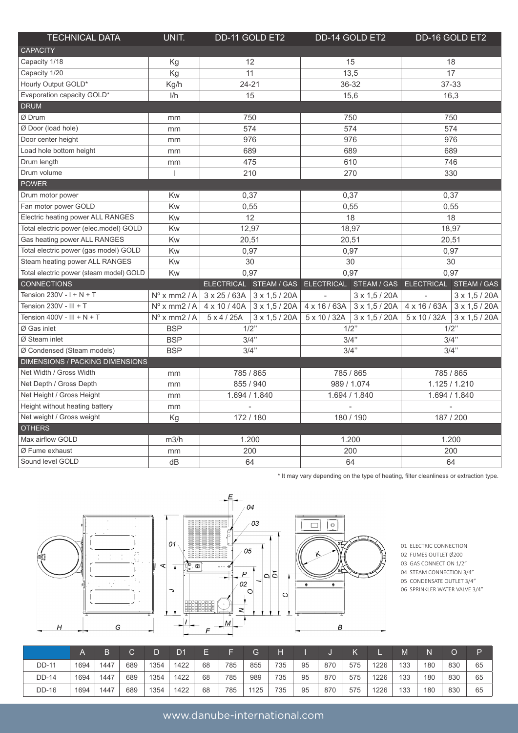| TECHNICAL DATA | UNIT. | DD-11 GOLD ET2 | | DD-14 GOLD ET2 | | DD-16 GOLD ET2 | |
|---|---|---|---|---|---|---|---|
| CAPACITY | | | | | | | |
| Capacity 1/18 | Kg | 12 | | 15 | | 18 | |
| Capacity 1/20 | Kg | 11 | | 13,5 | | 17 | |
| Hourly Output GOLD* | Kg/h | 24-21 | | 36-32 | | 37-33 | |
| Evaporation capacity GOLD* | l/h | 15 | | 15,6 | | 16,3 | |
| DRUM | | | | | | | |
| Ø Drum | mm | 750 | | 750 | | 750 | |
| Ø Door (load hole) | mm | 574 | | 574 | | 574 | |
| Door center height | mm | 976 | | 976 | | 976 | |
| Load hole bottom height | mm | 689 | | 689 | | 689 | |
| Drum length | mm | 475 | | 610 | | 746 | |
| Drum volume | l | 210 | | 270 | | 330 | |
| POWER | | | | | | | |
| Drum motor power | Kw | 0,37 | | 0,37 | | 0,37 | |
| Fan motor power GOLD | Kw | 0,55 | | 0,55 | | 0,55 | |
| Electric heating power ALL RANGES | Kw | 12 | | 18 | | 18 | |
| Total electric power (elec.model) GOLD | Kw | 12,97 | | 18,97 | | 18,97 | |
| Gas heating power ALL RANGES | Kw | 20,51 | | 20,51 | | 20,51 | |
| Total electric power (gas model) GOLD | Kw | 0,97 | | 0,97 | | 0,97 | |
| Steam heating power ALL RANGES | Kw | 30 | | 30 | | 30 | |
| Total electric power (steam model) GOLD | Kw | 0,97 | | 0,97 | | 0,97 | |
| CONNECTIONS | | ELECTRICAL | STEAM / GAS | ELECTRICAL | STEAM / GAS | ELECTRICAL | STEAM / GAS |
| Tension 230V - I + N + T | Nº x mm2 / A | 3 x 25 / 63A | 3 x 1,5 / 20A | - | 3 x 1,5 / 20A | - | 3 x 1,5 / 20A |
| Tension 230V - III + T | Nº x mm2 / A | 4 x 10 / 40A | 3 x 1,5 / 20A | 4 x 16 / 63A | 3 x 1,5 / 20A | 4 x 16 / 63A | 3 x 1,5 / 20A |
| Tension 400V - III + N + T | Nº x mm2 / A | 5 x 4 / 25A | 3 x 1,5 / 20A | 5 x 10 / 32A | 3 x 1,5 / 20A | 5 x 10 / 32A | 3 x 1,5 / 20A |
| Ø Gas inlet | BSP | 1/2" | | 1/2" | | 1/2" | |
| Ø Steam inlet | BSP | 3/4" | | 3/4" | | 3/4" | |
| Ø Condensed (Steam models) | BSP | 3/4" | | 3/4" | | 3/4" | |
| DIMENSIONS / PACKING DIMENSIONS | | | | | | | |
| Net Width / Gross Width | mm | 785 / 865 | | 785 / 865 | | 785 / 865 | |
| Net Depth / Gross Depth | mm | 855 / 940 | | 989 / 1.074 | | 1.125 / 1.210 | |
| Net Height / Gross Height | mm | 1.694 / 1.840 | | 1.694 / 1.840 | | 1.694 / 1.840 | |
| Height without heating battery | mm | - | | - | | - | |
| Net weight / Gross weight | Kg | 172 / 180 | | 180 / 190 | | 187 / 200 | |
| OTHERS | | | | | | | |
| Max airflow GOLD | m3/h | 1.200 | | 1.200 | | 1.200 | |
| Ø Fume exhaust | mm | 200 | | 200 | | 200 | |
| Sound level GOLD | dB | 64 | | 64 | | 64 | |

\* It may vary depending on the type of heating, filter cleanliness or extraction type.

01 ELECTRIC CONNECTION
02 FUMES OUTLET Ø200
03 GAS CONNECTION 1/2"
04 STEAM CONNECTION 3/4"
05 CONDENSATE OUTLET 3/4"
06 SPRINKLER WATER VALVE 3/4"

| | A | B | C | D | D1 | E | F | G | H | I | J | K | L | M | N | O | P |
|---|---|---|---|---|---|---|---|---|---|---|---|---|---|---|---|---|---|
| DD-11 | 1694 | 1447 | 689 | 1354 | 1422 | 68 | 785 | 855 | 735 | 95 | 870 | 575 | 1226 | 133 | 180 | 830 | 65 |
| DD-14 | 1694 | 1447 | 689 | 1354 | 1422 | 68 | 785 | 989 | 735 | 95 | 870 | 575 | 1226 | 133 | 180 | 830 | 65 |
| DD-16 | 1694 | 1447 | 689 | 1354 | 1422 | 68 | 785 | 1125 | 735 | 95 | 870 | 575 | 1226 | 133 | 180 | 830 | 65 |

www.danube-international.com